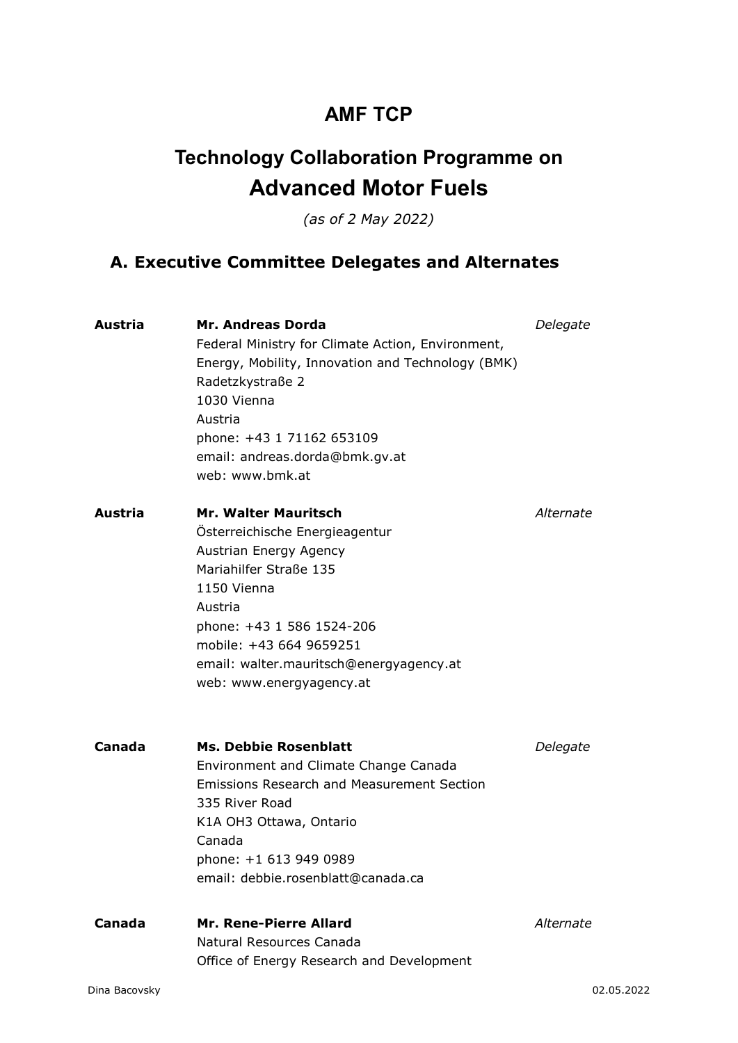# AMF TCP

## Technology Collaboration Programme on Advanced Motor Fuels

*(as of 2 May 2022)*

## A. Executive Committee Delegates and Alternates

**Austria** — **Mr. Andreas Dorda** — *Delegate*
Federal Ministry for Climate Action, Environment, Energy, Mobility, Innovation and Technology (BMK)
Radetzkystraße 2
1030 Vienna
Austria
phone: +43 1 71162 653109
email: andreas.dorda@bmk.gv.at
web: www.bmk.at

**Austria** — **Mr. Walter Mauritsch** — *Alternate*
Österreichische Energieagentur
Austrian Energy Agency
Mariahilfer Straße 135
1150 Vienna
Austria
phone: +43 1 586 1524-206
mobile: +43 664 9659251
email: walter.mauritsch@energyagency.at
web: www.energyagency.at

**Canada** — **Ms. Debbie Rosenblatt** — *Delegate*
Environment and Climate Change Canada
Emissions Research and Measurement Section
335 River Road
K1A OH3 Ottawa, Ontario
Canada
phone: +1 613 949 0989
email: debbie.rosenblatt@canada.ca

**Canada** — **Mr. Rene-Pierre Allard** — *Alternate*
Natural Resources Canada
Office of Energy Research and Development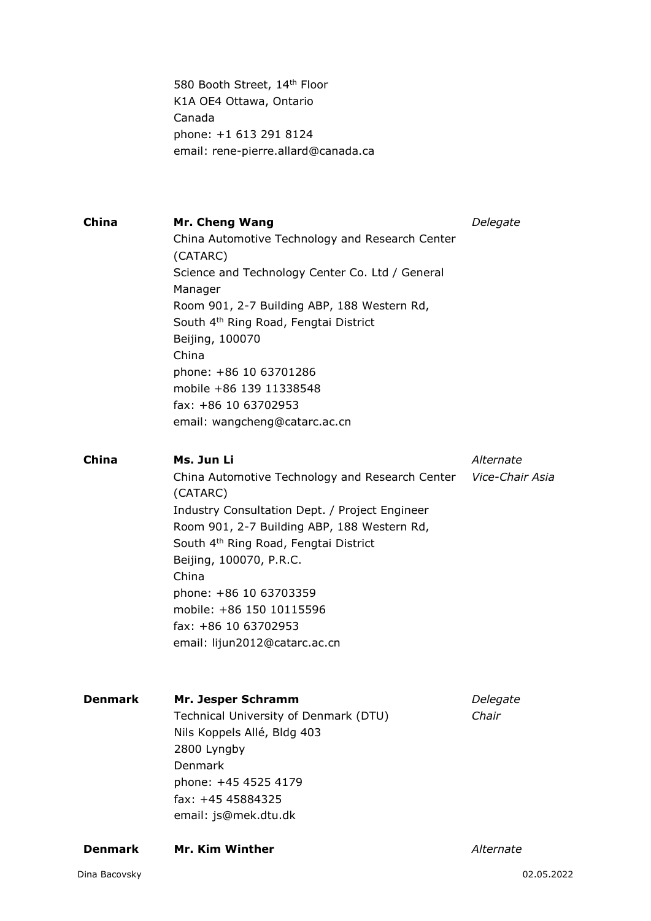580 Booth Street, 14th Floor
K1A OE4 Ottawa, Ontario
Canada
phone: +1 613 291 8124
email: rene-pierre.allard@canada.ca

| | | |
|---|---|---|
| **China** | **Mr. Cheng Wang**<br>China Automotive Technology and Research Center (CATARC)<br>Science and Technology Center Co. Ltd / General Manager<br>Room 901, 2-7 Building ABP, 188 Western Rd, South 4th Ring Road, Fengtai District<br>Beijing, 100070<br>China<br>phone: +86 10 63701286<br>mobile +86 139 11338548<br>fax: +86 10 63702953<br>email: wangcheng@catarc.ac.cn | *Delegate* |
| **China** | **Ms. Jun Li**<br>China Automotive Technology and Research Center (CATARC)<br>Industry Consultation Dept. / Project Engineer<br>Room 901, 2-7 Building ABP, 188 Western Rd, South 4th Ring Road, Fengtai District<br>Beijing, 100070, P.R.C.<br>China<br>phone: +86 10 63703359<br>mobile: +86 150 10115596<br>fax: +86 10 63702953<br>email: lijun2012@catarc.ac.cn | *Alternate*<br>*Vice-Chair Asia* |
| **Denmark** | **Mr. Jesper Schramm**<br>Technical University of Denmark (DTU)<br>Nils Koppels Allé, Bldg 403<br>2800 Lyngby<br>Denmark<br>phone: +45 4525 4179<br>fax: +45 45884325<br>email: js@mek.dtu.dk | *Delegate*<br>*Chair* |
| **Denmark** | **Mr. Kim Winther** | *Alternate* |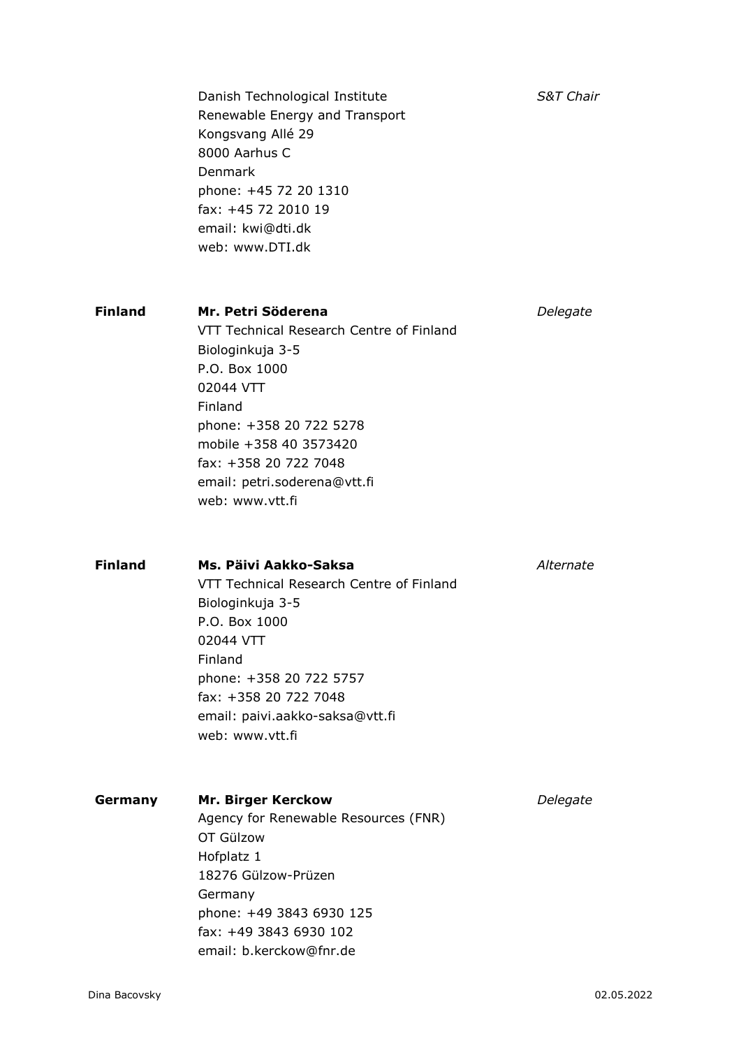| | | |
|---|---|---|
| | Danish Technological Institute<br>Renewable Energy and Transport<br>Kongsvang Allé 29<br>8000 Aarhus C<br>Denmark<br>phone: +45 72 20 1310<br>fax: +45 72 2010 19<br>email: kwi@dti.dk<br>web: www.DTI.dk | *S&T Chair* |
| **Finland** | **Mr. Petri Söderena**<br>VTT Technical Research Centre of Finland<br>Biologinkuja 3-5<br>P.O. Box 1000<br>02044 VTT<br>Finland<br>phone: +358 20 722 5278<br>mobile +358 40 3573420<br>fax: +358 20 722 7048<br>email: petri.soderena@vtt.fi<br>web: www.vtt.fi | *Delegate* |
| **Finland** | **Ms. Päivi Aakko-Saksa**<br>VTT Technical Research Centre of Finland<br>Biologinkuja 3-5<br>P.O. Box 1000<br>02044 VTT<br>Finland<br>phone: +358 20 722 5757<br>fax: +358 20 722 7048<br>email: paivi.aakko-saksa@vtt.fi<br>web: www.vtt.fi | *Alternate* |
| **Germany** | **Mr. Birger Kerckow**<br>Agency for Renewable Resources (FNR)<br>OT Gülzow<br>Hofplatz 1<br>18276 Gülzow-Prüzen<br>Germany<br>phone: +49 3843 6930 125<br>fax: +49 3843 6930 102<br>email: b.kerckow@fnr.de | *Delegate* |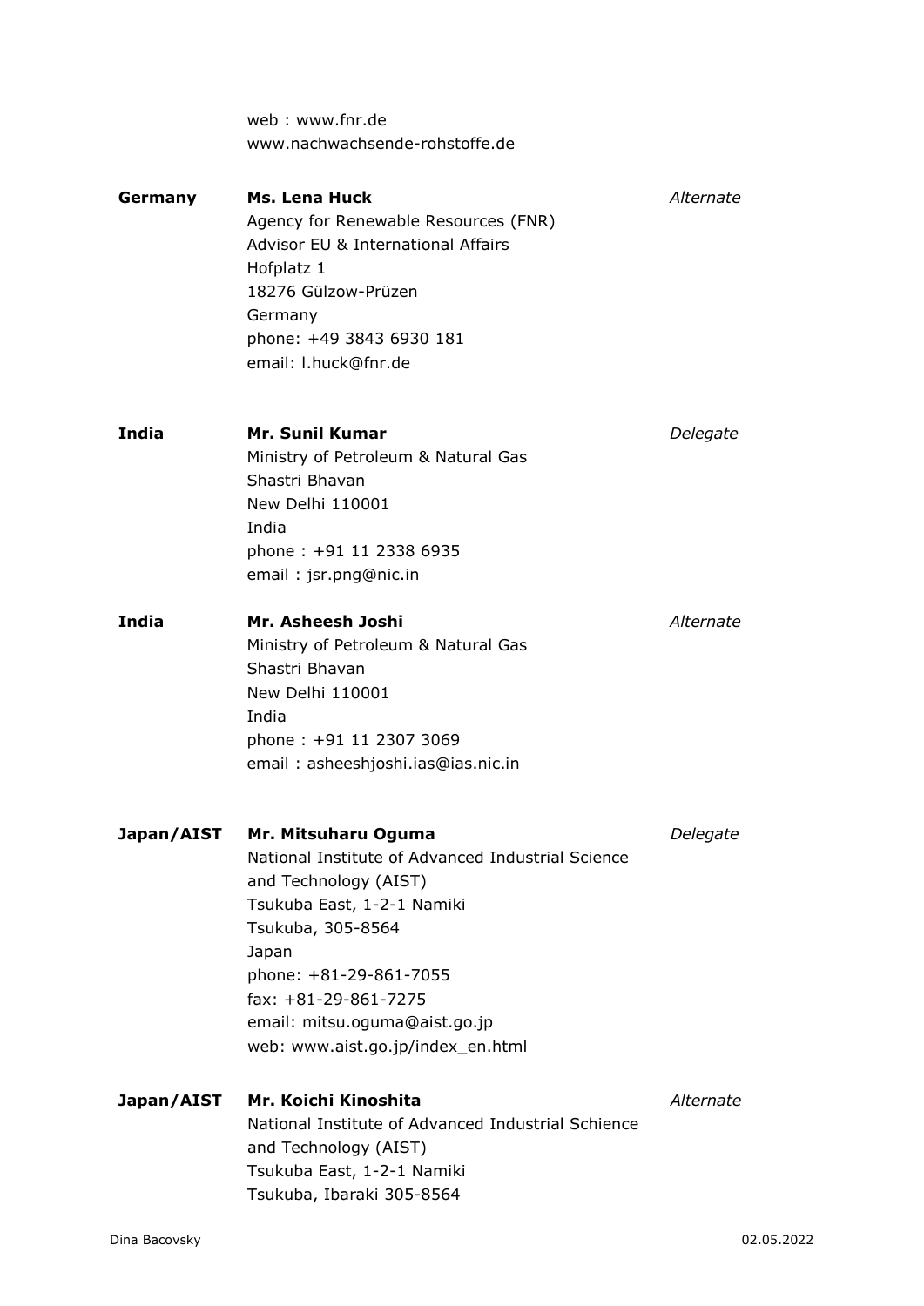web : www.fnr.de
www.nachwachsende-rohstoffe.de

| | | |
|---|---|---|
| **Germany** | **Ms. Lena Huck**<br>Agency for Renewable Resources (FNR)<br>Advisor EU & International Affairs<br>Hofplatz 1<br>18276 Gülzow-Prüzen<br>Germany<br>phone: +49 3843 6930 181<br>email: l.huck@fnr.de | *Alternate* |
| **India** | **Mr. Sunil Kumar**<br>Ministry of Petroleum & Natural Gas<br>Shastri Bhavan<br>New Delhi 110001<br>India<br>phone : +91 11 2338 6935<br>email : jsr.png@nic.in | *Delegate* |
| **India** | **Mr. Asheesh Joshi**<br>Ministry of Petroleum & Natural Gas<br>Shastri Bhavan<br>New Delhi 110001<br>India<br>phone : +91 11 2307 3069<br>email : asheeshjoshi.ias@ias.nic.in | *Alternate* |
| **Japan/AIST** | **Mr. Mitsuharu Oguma**<br>National Institute of Advanced Industrial Science and Technology (AIST)<br>Tsukuba East, 1-2-1 Namiki<br>Tsukuba, 305-8564<br>Japan<br>phone: +81-29-861-7055<br>fax: +81-29-861-7275<br>email: mitsu.oguma@aist.go.jp<br>web: www.aist.go.jp/index_en.html | *Delegate* |
| **Japan/AIST** | **Mr. Koichi Kinoshita**<br>National Institute of Advanced Industrial Schience and Technology (AIST)<br>Tsukuba East, 1-2-1 Namiki<br>Tsukuba, Ibaraki 305-8564 | *Alternate* |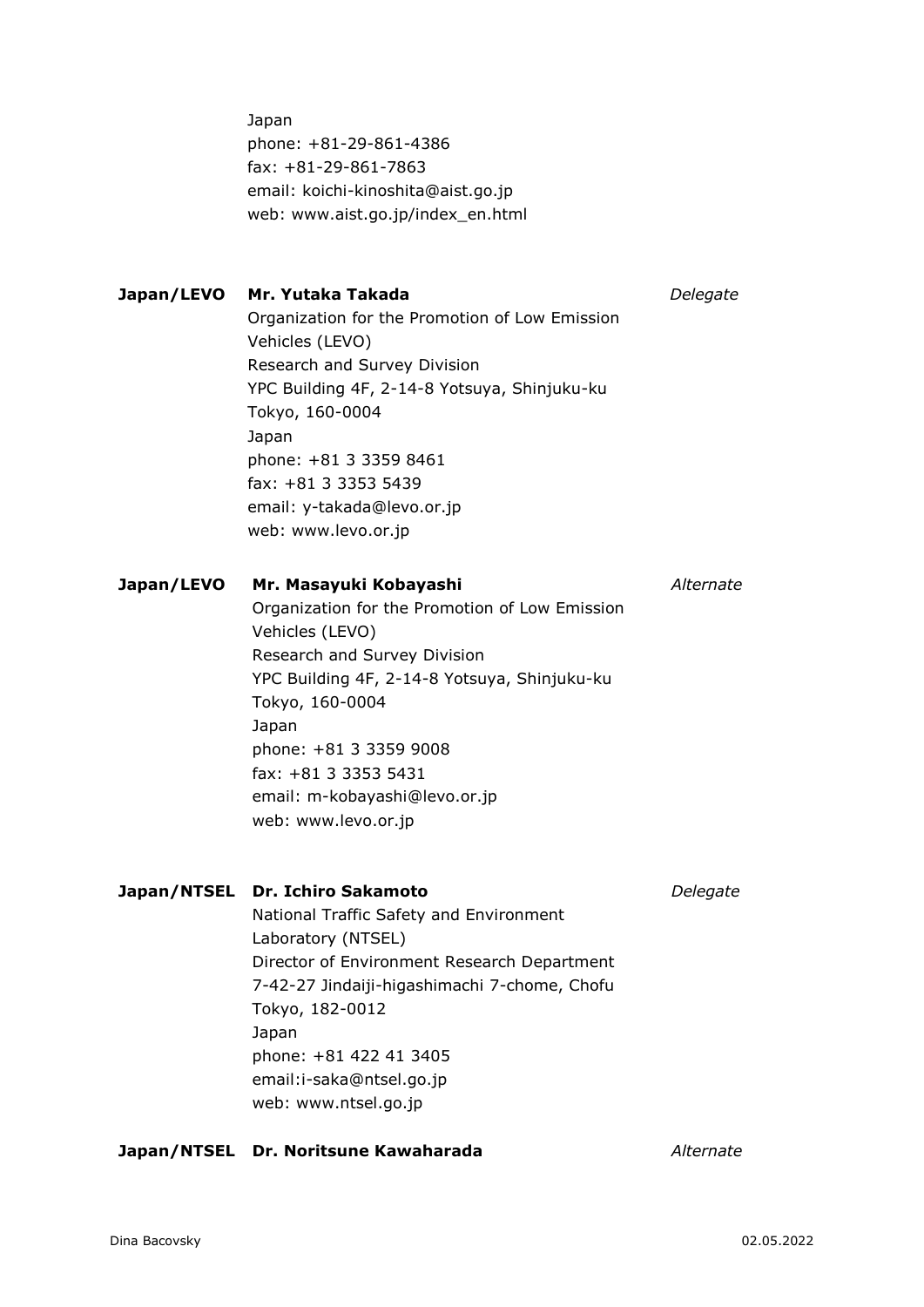Japan
phone: +81-29-861-4386
fax: +81-29-861-7863
email: koichi-kinoshita@aist.go.jp
web: www.aist.go.jp/index_en.html

**Japan/LEVO** **Mr. Yutaka Takada** *Delegate*
Organization for the Promotion of Low Emission Vehicles (LEVO)
Research and Survey Division
YPC Building 4F, 2-14-8 Yotsuya, Shinjuku-ku
Tokyo, 160-0004
Japan
phone: +81 3 3359 8461
fax: +81 3 3353 5439
email: y-takada@levo.or.jp
web: www.levo.or.jp

**Japan/LEVO** **Mr. Masayuki Kobayashi** *Alternate*
Organization for the Promotion of Low Emission Vehicles (LEVO)
Research and Survey Division
YPC Building 4F, 2-14-8 Yotsuya, Shinjuku-ku
Tokyo, 160-0004
Japan
phone: +81 3 3359 9008
fax: +81 3 3353 5431
email: m-kobayashi@levo.or.jp
web: www.levo.or.jp

**Japan/NTSEL** **Dr. Ichiro Sakamoto** *Delegate*
National Traffic Safety and Environment Laboratory (NTSEL)
Director of Environment Research Department
7-42-27 Jindaiji-higashimachi 7-chome, Chofu
Tokyo, 182-0012
Japan
phone: +81 422 41 3405
email:i-saka@ntsel.go.jp
web: www.ntsel.go.jp

**Japan/NTSEL** **Dr. Noritsune Kawaharada** *Alternate*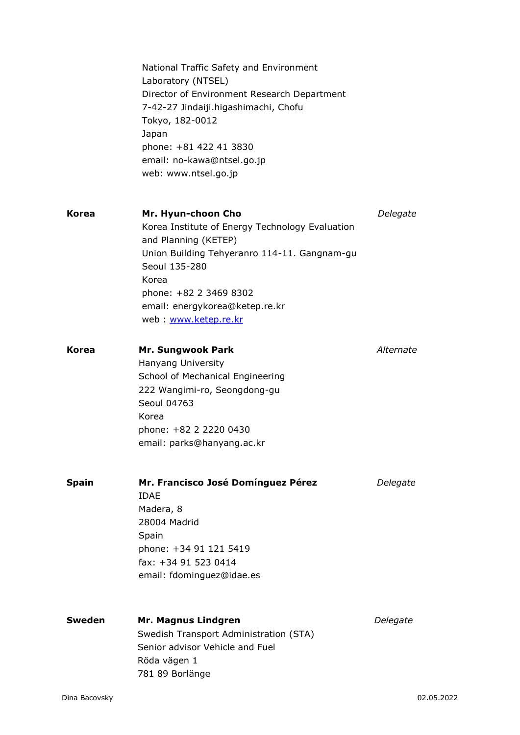National Traffic Safety and Environment Laboratory (NTSEL)
Director of Environment Research Department
7-42-27 Jindaiji.higashimachi, Chofu
Tokyo, 182-0012
Japan
phone: +81 422 41 3830
email: no-kawa@ntsel.go.jp
web: www.ntsel.go.jp

**Korea** — **Mr. Hyun-choon Cho** — *Delegate*
Korea Institute of Energy Technology Evaluation and Planning (KETEP)
Union Building Tehyeranro 114-11. Gangnam-gu
Seoul 135-280
Korea
phone: +82 2 3469 8302
email: energykorea@ketep.re.kr
web : [www.ketep.re.kr](www.ketep.re.kr)

**Korea** — **Mr. Sungwook Park** — *Alternate*
Hanyang University
School of Mechanical Engineering
222 Wangimi-ro, Seongdong-gu
Seoul 04763
Korea
phone: +82 2 2220 0430
email: parks@hanyang.ac.kr

**Spain** — **Mr. Francisco José Domínguez Pérez** — *Delegate*
IDAE
Madera, 8
28004 Madrid
Spain
phone: +34 91 121 5419
fax: +34 91 523 0414
email: fdominguez@idae.es

**Sweden** — **Mr. Magnus Lindgren** — *Delegate*
Swedish Transport Administration (STA)
Senior advisor Vehicle and Fuel
Röda vägen 1
781 89 Borlänge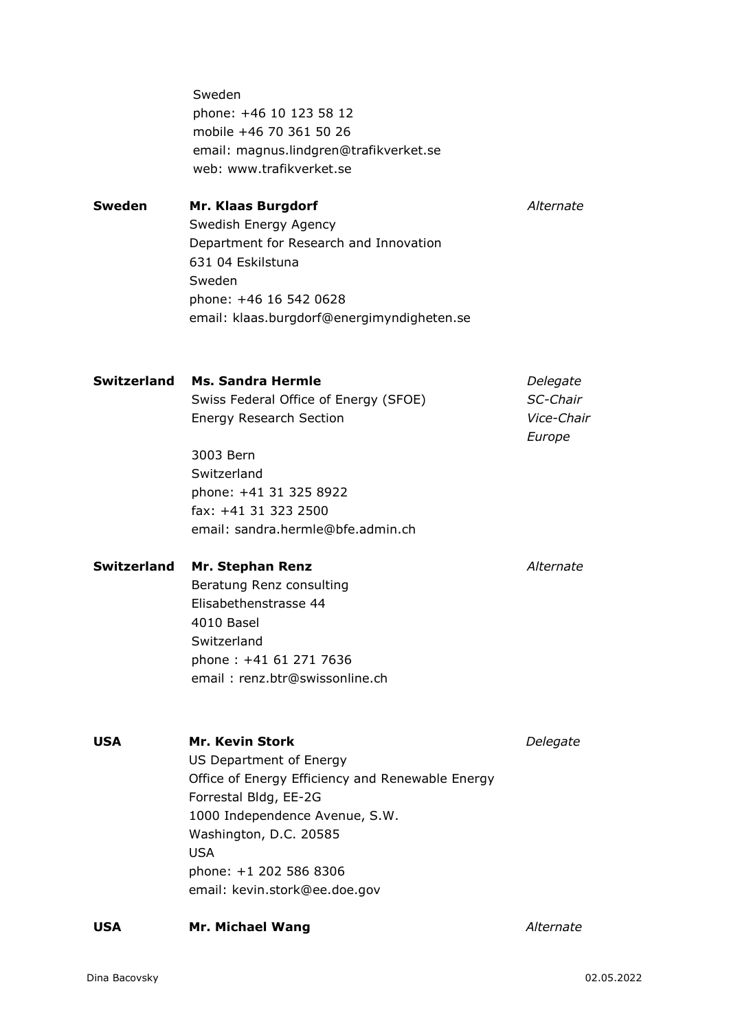Sweden
phone: +46 10 123 58 12
mobile +46 70 361 50 26
email: magnus.lindgren@trafikverket.se
web: www.trafikverket.se

| | | |
|---|---|---|
| **Sweden** | **Mr. Klaas Burgdorf**<br>Swedish Energy Agency<br>Department for Research and Innovation<br>631 04 Eskilstuna<br>Sweden<br>phone: +46 16 542 0628<br>email: klaas.burgdorf@energimyndigheten.se | *Alternate* |
| **Switzerland** | **Ms. Sandra Hermle**<br>Swiss Federal Office of Energy (SFOE)<br>Energy Research Section<br><br>3003 Bern<br>Switzerland<br>phone: +41 31 325 8922<br>fax: +41 31 323 2500<br>email: sandra.hermle@bfe.admin.ch | *Delegate*<br>*SC-Chair*<br>*Vice-Chair Europe* |
| **Switzerland** | **Mr. Stephan Renz**<br>Beratung Renz consulting<br>Elisabethenstrasse 44<br>4010 Basel<br>Switzerland<br>phone : +41 61 271 7636<br>email : renz.btr@swissonline.ch | *Alternate* |
| **USA** | **Mr. Kevin Stork**<br>US Department of Energy<br>Office of Energy Efficiency and Renewable Energy<br>Forrestal Bldg, EE-2G<br>1000 Independence Avenue, S.W.<br>Washington, D.C. 20585<br>USA<br>phone: +1 202 586 8306<br>email: kevin.stork@ee.doe.gov | *Delegate* |
| **USA** | **Mr. Michael Wang** | *Alternate* |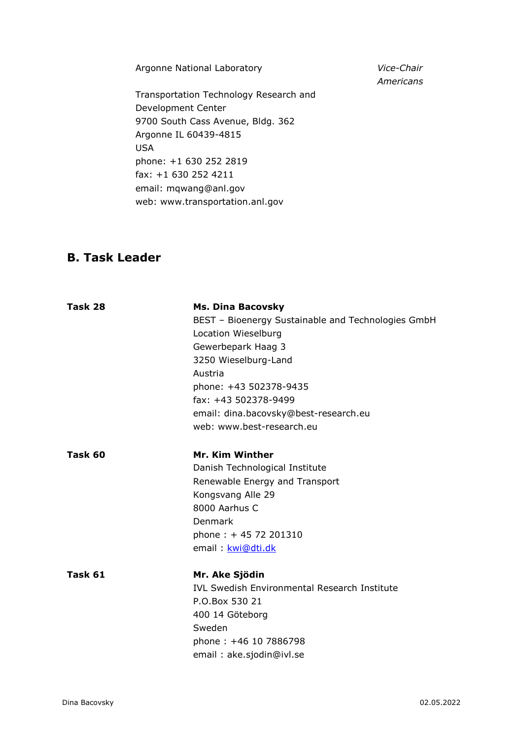Argonne National Laboratory *Vice-Chair Americans*

Transportation Technology Research and Development Center
9700 South Cass Avenue, Bldg. 362
Argonne IL 60439-4815
USA
phone: +1 630 252 2819
fax: +1 630 252 4211
email: mqwang@anl.gov
web: www.transportation.anl.gov

## B. Task Leader

**Task 28**

**Ms. Dina Bacovsky**
BEST – Bioenergy Sustainable and Technologies GmbH
Location Wieselburg
Gewerbepark Haag 3
3250 Wieselburg-Land
Austria
phone: +43 502378-9435
fax: +43 502378-9499
email: dina.bacovsky@best-research.eu
web: www.best-research.eu

**Task 60**

**Mr. Kim Winther**
Danish Technological Institute
Renewable Energy and Transport
Kongsvang Alle 29
8000 Aarhus C
Denmark
phone : + 45 72 201310
email : kwi@dti.dk

**Task 61**

**Mr. Ake Sjödin**
IVL Swedish Environmental Research Institute
P.O.Box 530 21
400 14 Göteborg
Sweden
phone : +46 10 7886798
email : ake.sjodin@ivl.se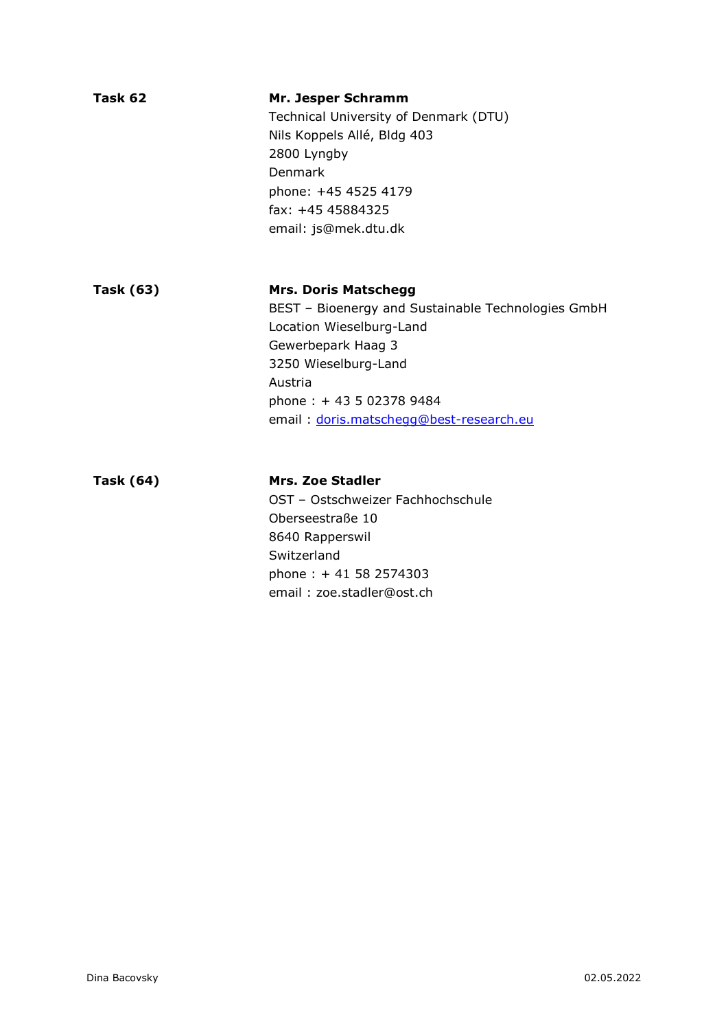**Task 62**

**Mr. Jesper Schramm**
Technical University of Denmark (DTU)
Nils Koppels Allé, Bldg 403
2800 Lyngby
Denmark
phone: +45 4525 4179
fax: +45 45884325
email: js@mek.dtu.dk

**Task (63)**

**Mrs. Doris Matschegg**
BEST – Bioenergy and Sustainable Technologies GmbH
Location Wieselburg-Land
Gewerbepark Haag 3
3250 Wieselburg-Land
Austria
phone : + 43 5 02378 9484
email : doris.matschegg@best-research.eu

**Task (64)**

**Mrs. Zoe Stadler**
OST – Ostschweizer Fachhochschule
Oberseestraße 10
8640 Rapperswil
Switzerland
phone : + 41 58 2574303
email : zoe.stadler@ost.ch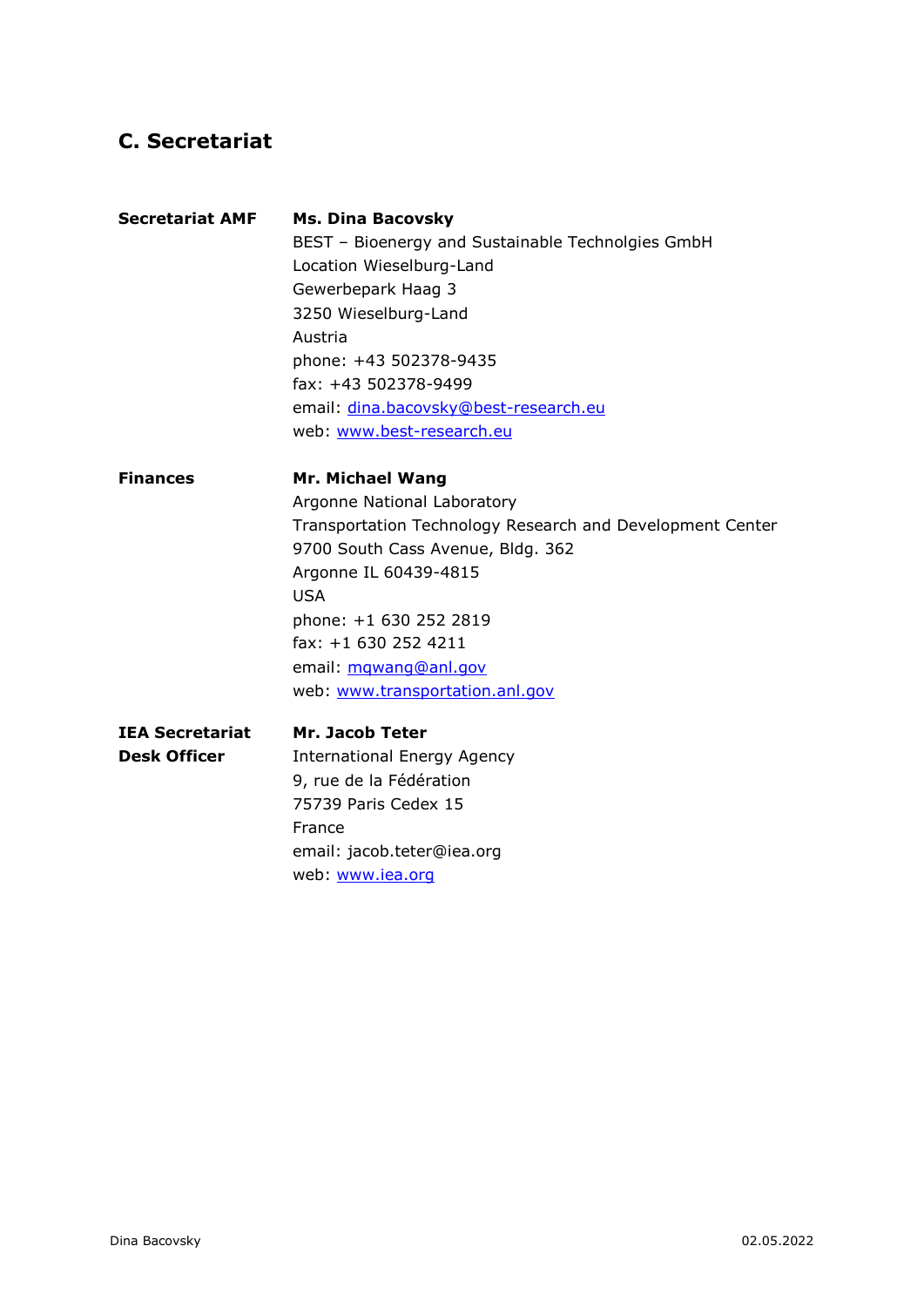## C. Secretariat

**Secretariat AMF**

**Ms. Dina Bacovsky**
BEST – Bioenergy and Sustainable Technolgies GmbH
Location Wieselburg-Land
Gewerbepark Haag 3
3250 Wieselburg-Land
Austria
phone: +43 502378-9435
fax: +43 502378-9499
email: dina.bacovsky@best-research.eu
web: www.best-research.eu

**Finances**

**Mr. Michael Wang**
Argonne National Laboratory
Transportation Technology Research and Development Center
9700 South Cass Avenue, Bldg. 362
Argonne IL 60439-4815
USA
phone: +1 630 252 2819
fax: +1 630 252 4211
email: mqwang@anl.gov
web: www.transportation.anl.gov

**IEA Secretariat Desk Officer**

**Mr. Jacob Teter**
International Energy Agency
9, rue de la Fédération
75739 Paris Cedex 15
France
email: jacob.teter@iea.org
web: www.iea.org